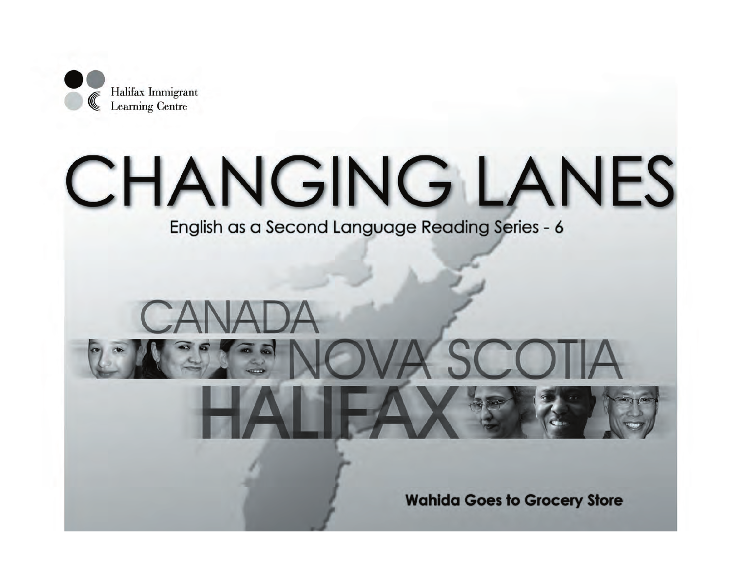Halifax Immigrant Learning Centre

# CHANGING LANES

English as a Second Language Reading Series - 6

CANADA
NOVA SCOTIA
HALIFAX

**Wahida Goes to Grocery Store**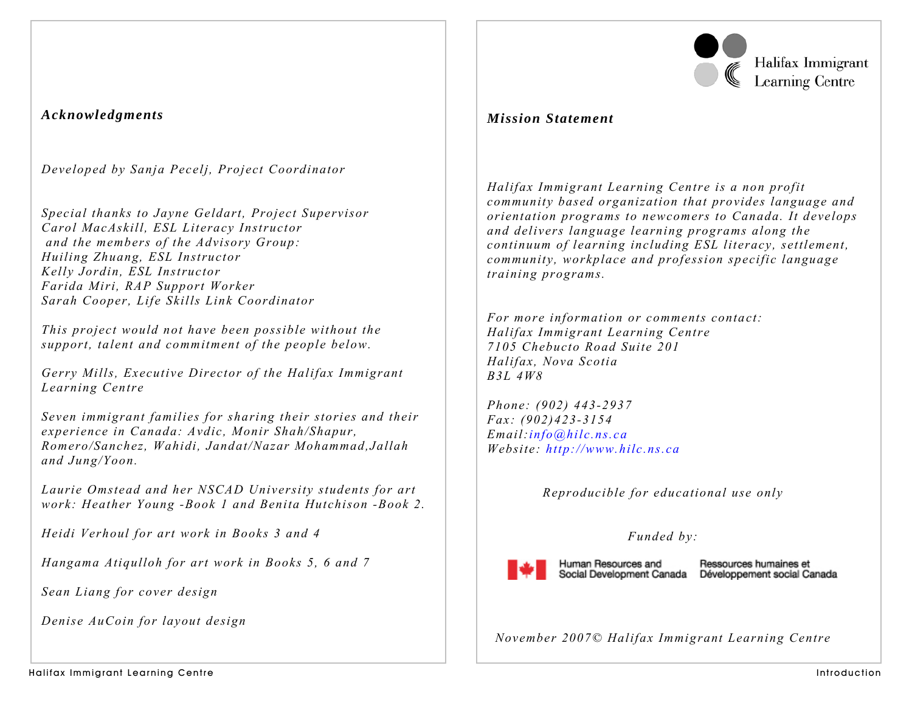### *Acknowledgments*

*Developed by Sanja Pecelj, Project Coordinator*

*Special thanks to Jayne Geldart, Project Supervisor*
*Carol MacAskill, ESL Literacy Instructor*
*and the members of the Advisory Group:*
*Huiling Zhuang, ESL Instructor*
*Kelly Jordin, ESL Instructor*
*Farida Miri, RAP Support Worker*
*Sarah Cooper, Life Skills Link Coordinator*

*This project would not have been possible without the support, talent and commitment of the people below.*

*Gerry Mills, Executive Director of the Halifax Immigrant Learning Centre*

*Seven immigrant families for sharing their stories and their experience in Canada: Avdic, Monir Shah/Shapur, Romero/Sanchez, Wahidi, Jandat/Nazar Mohammad, Jallah and Jung/Yoon.*

*Laurie Omstead and her NSCAD University students for art work: Heather Young - Book 1 and Benita Hutchison - Book 2.*

*Heidi Verhoul for art work in Books 3 and 4*

*Hangama Atiqulloh for art work in Books 5, 6 and 7*

*Sean Liang for cover design*

*Denise AuCoin for layout design*

Halifax Immigrant Learning Centre

### *Mission Statement*

*Halifax Immigrant Learning Centre is a non profit community based organization that provides language and orientation programs to newcomers to Canada. It develops and delivers language learning programs along the continuum of learning including ESL literacy, settlement, community, workplace and profession specific language training programs.*

*For more information or comments contact:*
*Halifax Immigrant Learning Centre*
*7105 Chebucto Road Suite 201*
*Halifax, Nova Scotia*
*B3L 4W8*

*Phone: (902) 443-2937*
*Fax: (902)423-3154*
*Email: info@hilc.ns.ca*
*Website: http://www.hilc.ns.ca*

*Reproducible for educational use only*

*Funded by:*

Human Resources and Social Development Canada — Ressources humaines et Développement social Canada

*November 2007© Halifax Immigrant Learning Centre*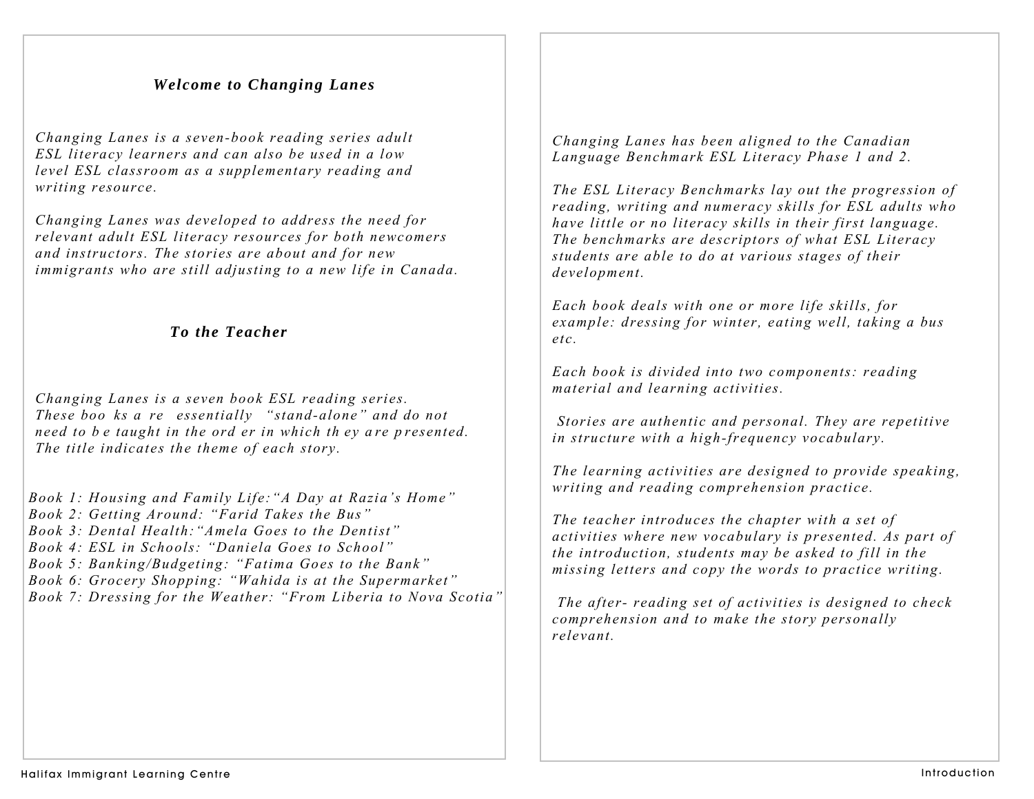## *Welcome to Changing Lanes*

*Changing Lanes is a seven-book reading series adult ESL literacy learners and can also be used in a low level ESL classroom as a supplementary reading and writing resource.*

*Changing Lanes was developed to address the need for relevant adult ESL literacy resources for both newcomers and instructors. The stories are about and for new immigrants who are still adjusting to a new life in Canada.*

## *To the Teacher*

*Changing Lanes is a seven book ESL reading series. These books are essentially "stand-alone" and do not need to be taught in the order in which they are presented. The title indicates the theme of each story.*

*Book 1: Housing and Family Life: "A Day at Razia's Home"*
*Book 2: Getting Around: "Farid Takes the Bus"*
*Book 3: Dental Health: "Amela Goes to the Dentist"*
*Book 4: ESL in Schools: "Daniela Goes to School"*
*Book 5: Banking/Budgeting: "Fatima Goes to the Bank"*
*Book 6: Grocery Shopping: "Wahida is at the Supermarket"*
*Book 7: Dressing for the Weather: "From Liberia to Nova Scotia"*

*Changing Lanes has been aligned to the Canadian Language Benchmark ESL Literacy Phase 1 and 2.*

*The ESL Literacy Benchmarks lay out the progression of reading, writing and numeracy skills for ESL adults who have little or no literacy skills in their first language. The benchmarks are descriptors of what ESL Literacy students are able to do at various stages of their development.*

*Each book deals with one or more life skills, for example: dressing for winter, eating well, taking a bus etc.*

*Each book is divided into two components: reading material and learning activities.*

*Stories are authentic and personal. They are repetitive in structure with a high-frequency vocabulary.*

*The learning activities are designed to provide speaking, writing and reading comprehension practice.*

*The teacher introduces the chapter with a set of activities where new vocabulary is presented. As part of the introduction, students may be asked to fill in the missing letters and copy the words to practice writing.*

*The after- reading set of activities is designed to check comprehension and to make the story personally relevant.*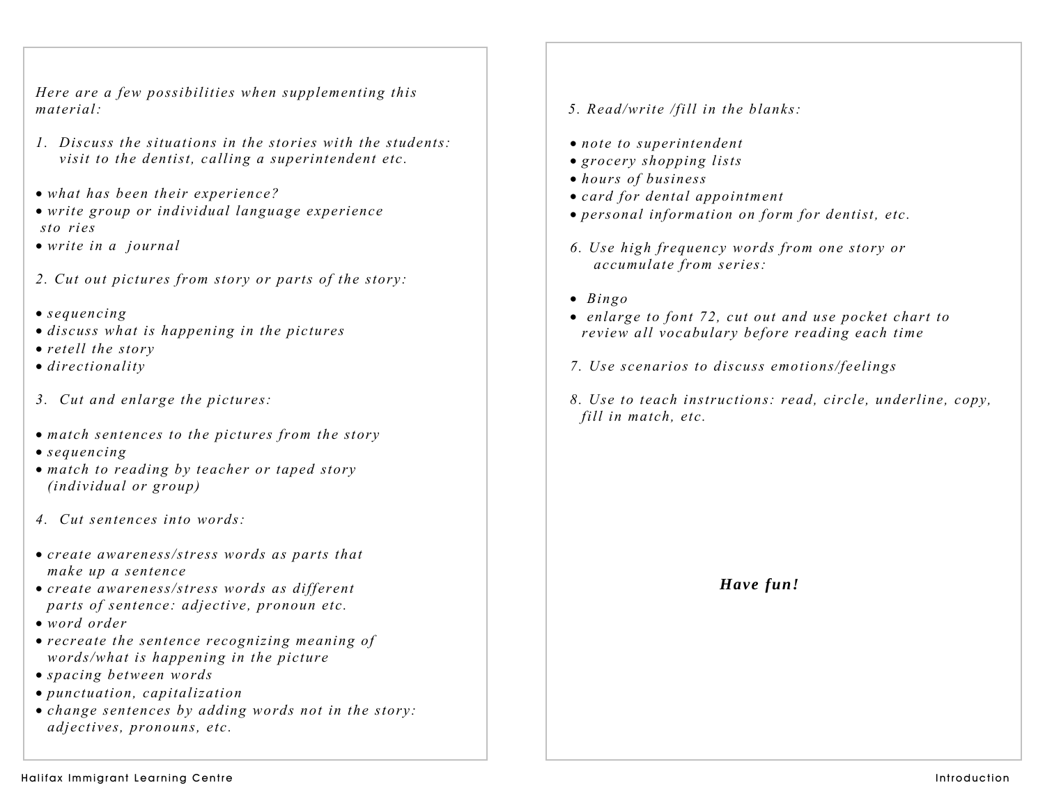*Here are a few possibilities when supplementing this material:*

*1. Discuss the situations in the stories with the students: visit to the dentist, calling a superintendent etc.*

- *what has been their experience?*
- *write group or individual language experience sto ries*
- *write in a journal*

*2. Cut out pictures from story or parts of the story:*

- *sequencing*
- *discuss what is happening in the pictures*
- *retell the story*
- *directionality*

*3. Cut and enlarge the pictures:*

- *match sentences to the pictures from the story*
- *sequencing*
- *match to reading by teacher or taped story (individual or group)*

*4. Cut sentences into words:*

- *create awareness/stress words as parts that make up a sentence*
- *create awareness/stress words as different parts of sentence: adjective, pronoun etc.*
- *word order*
- *recreate the sentence recognizing meaning of words/what is happening in the picture*
- *spacing between words*
- *punctuation, capitalization*
- *change sentences by adding words not in the story: adjectives, pronouns, etc.*

*5. Read/write /fill in the blanks:*

- *note to superintendent*
- *grocery shopping lists*
- *hours of business*
- *card for dental appointment*
- *personal information on form for dentist, etc.*

*6. Use high frequency words from one story or accumulate from series:*

- *Bingo*
- *enlarge to font 72, cut out and use pocket chart to review all vocabulary before reading each time*

*7. Use scenarios to discuss emotions/feelings*

*8. Use to teach instructions: read, circle, underline, copy, fill in match, etc.*

***Have fun!***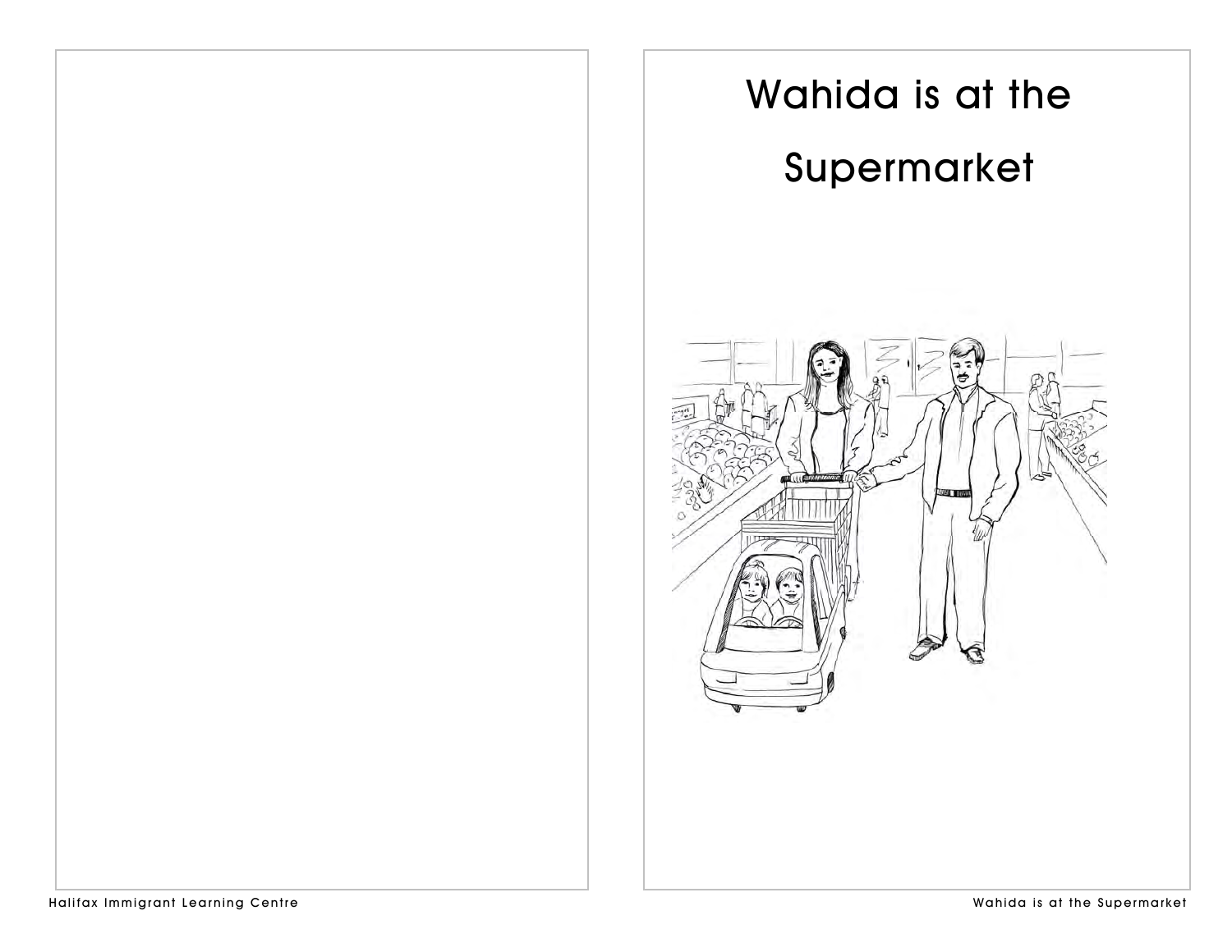# Wahida is at the Supermarket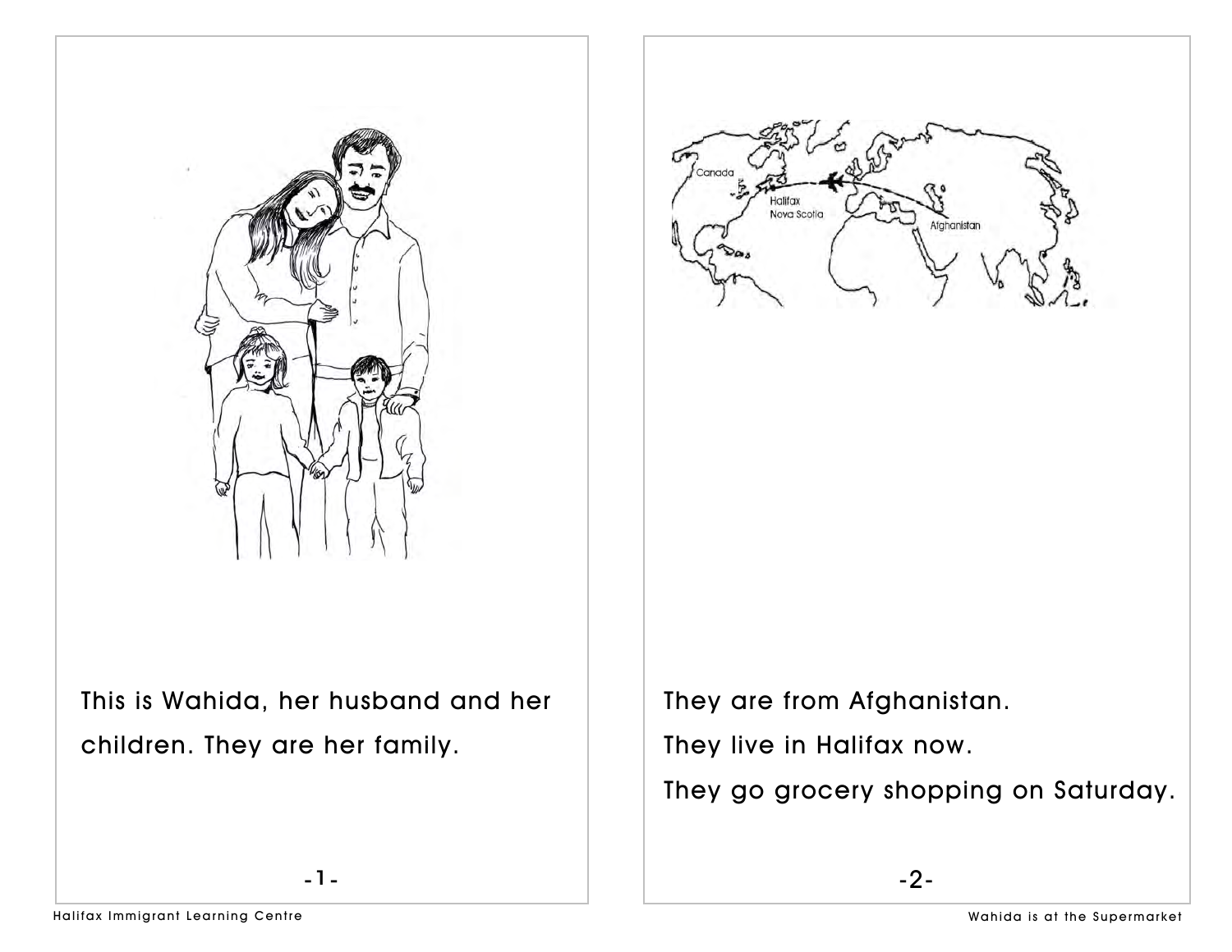This is Wahida, her husband and her children. They are her family.

They are from Afghanistan.

They live in Halifax now.

They go grocery shopping on Saturday.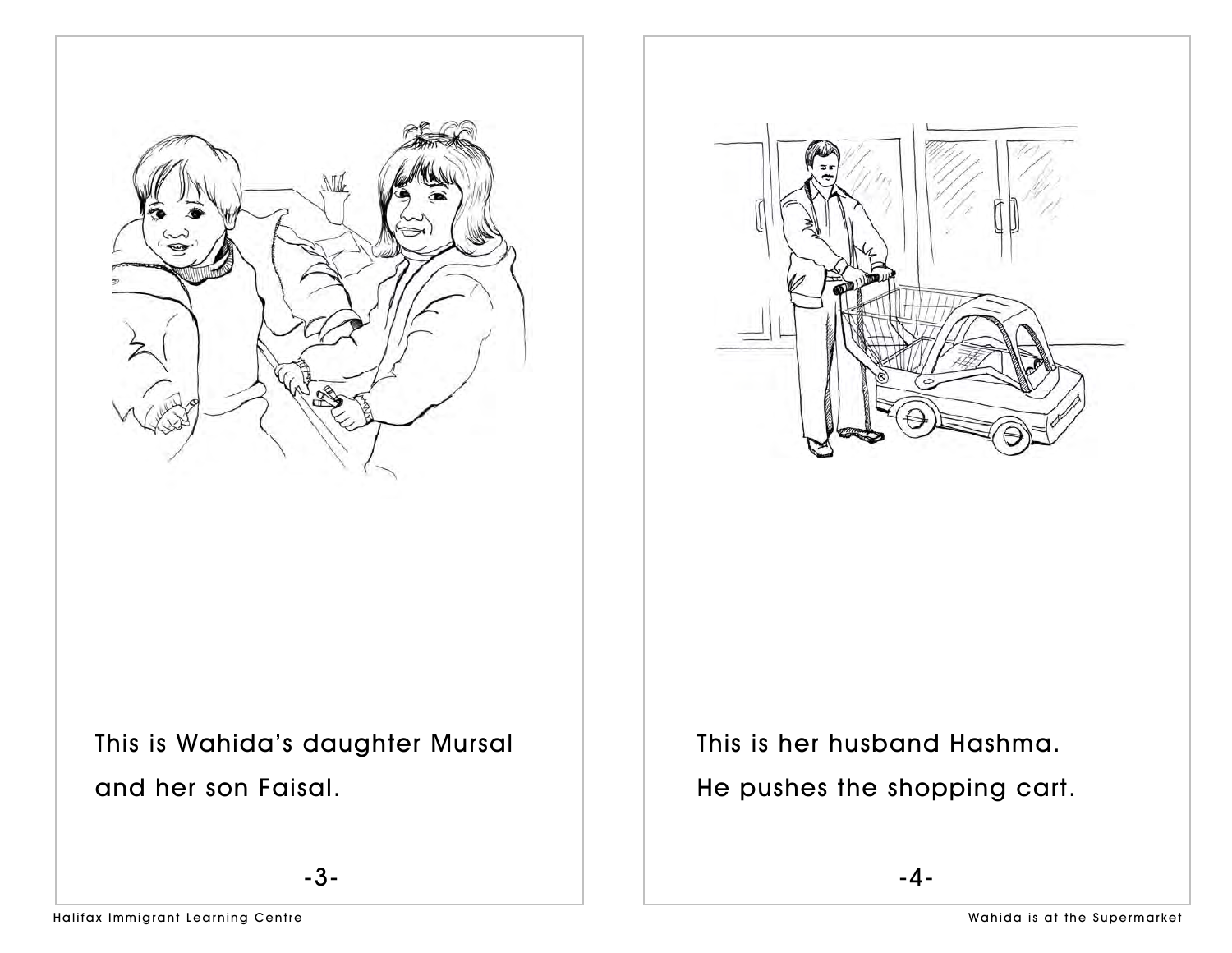This is Wahida's daughter Mursal and her son Faisal.

This is her husband Hashma. He pushes the shopping cart.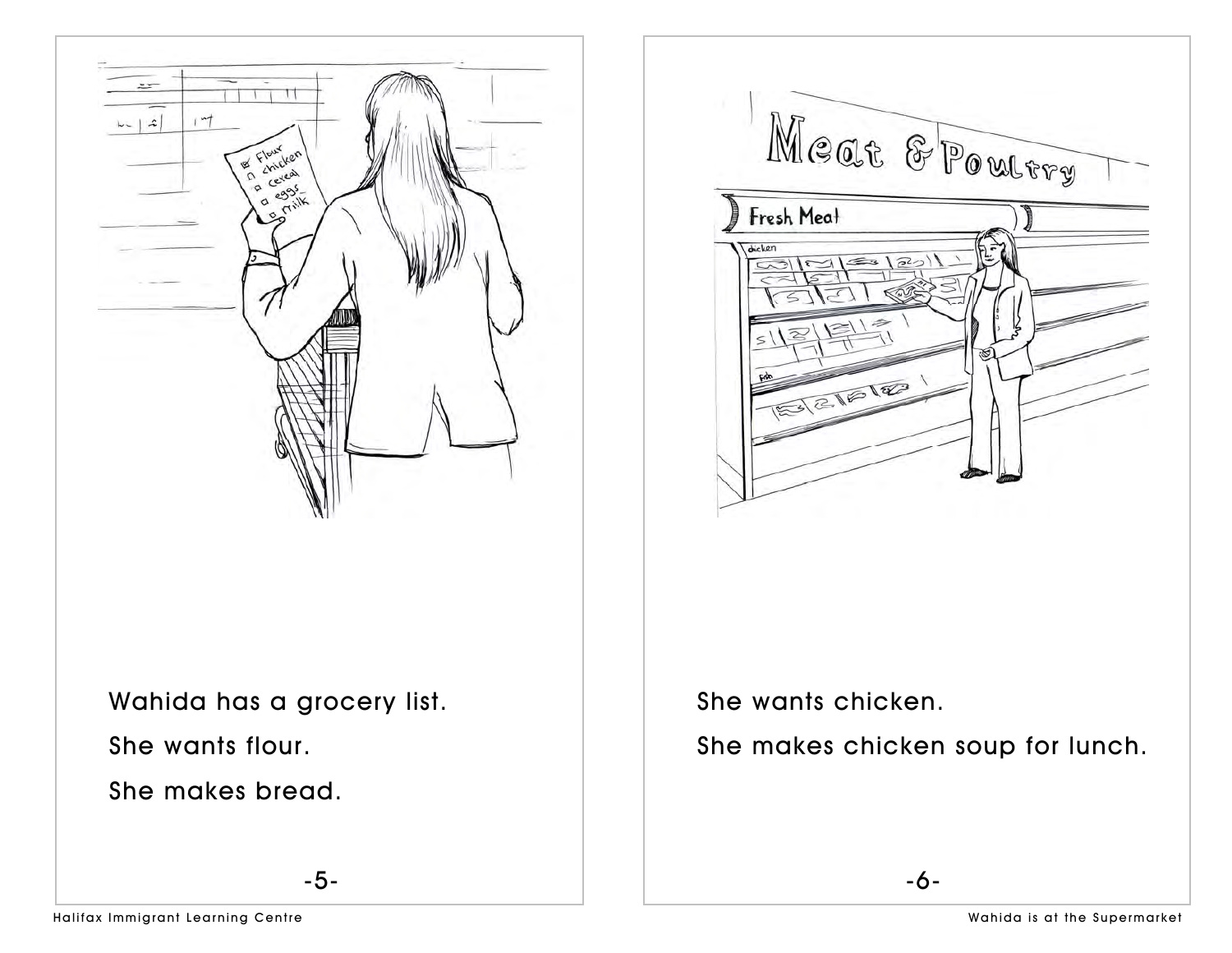Wahida has a grocery list.

She wants flour.

She makes bread.

She wants chicken.

She makes chicken soup for lunch.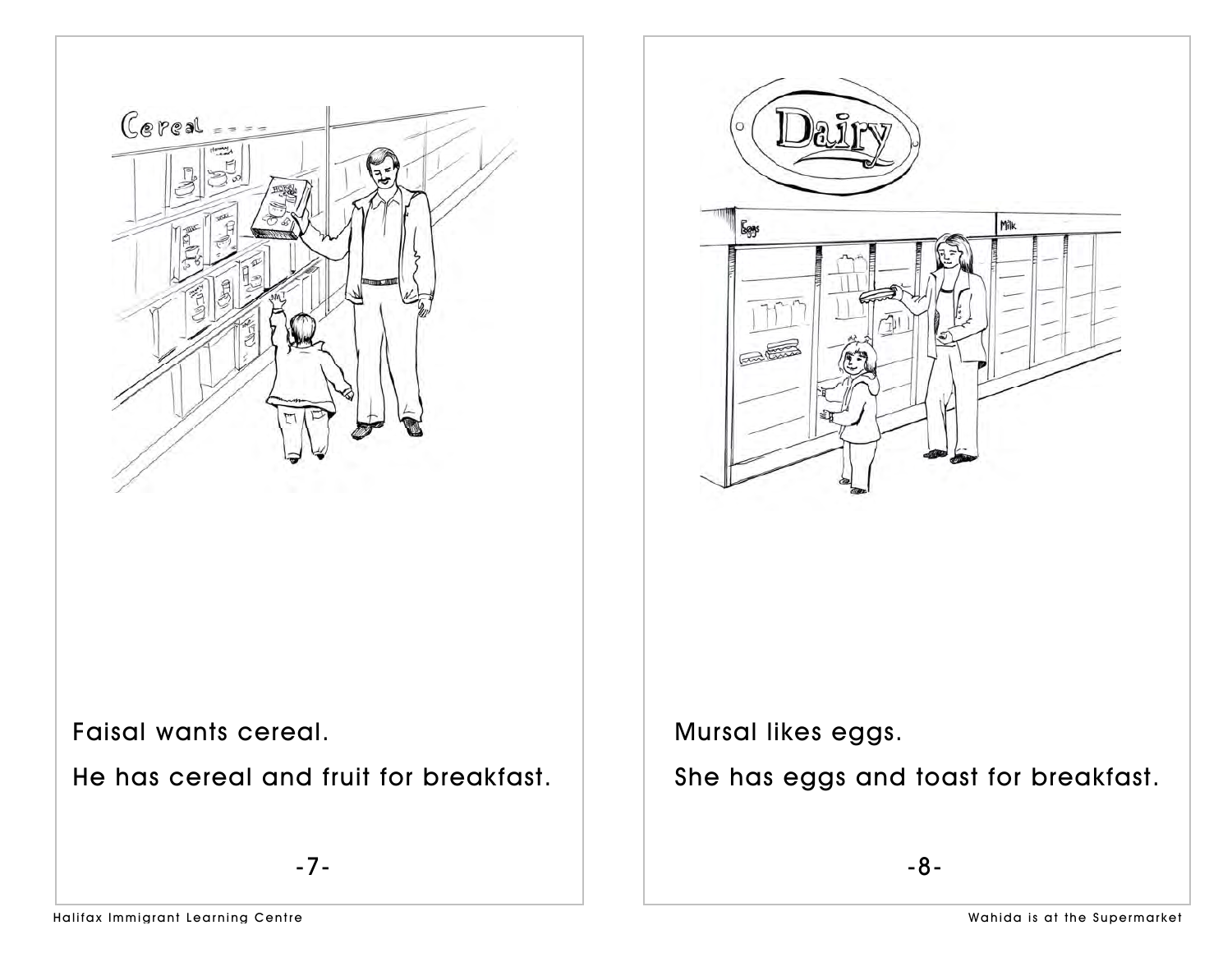Faisal wants cereal.

He has cereal and fruit for breakfast.

Mursal likes eggs.

She has eggs and toast for breakfast.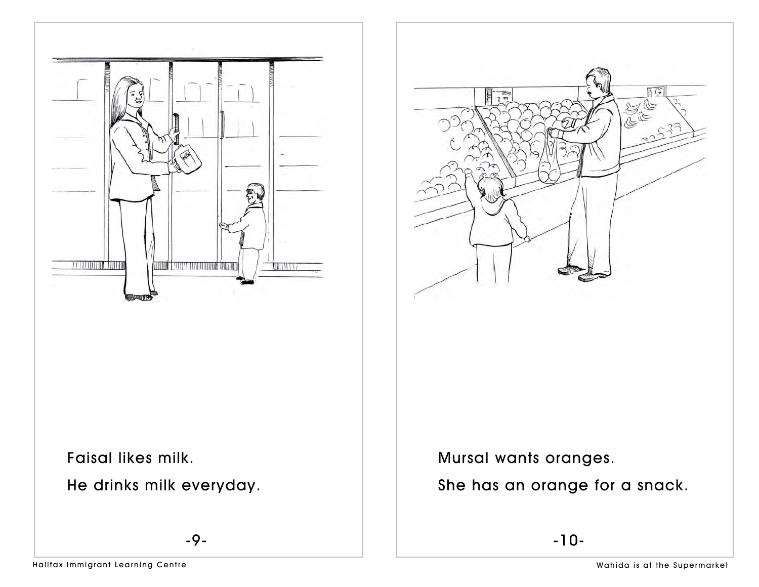Faisal likes milk.

He drinks milk everyday.

Mursal wants oranges.

She has an orange for a snack.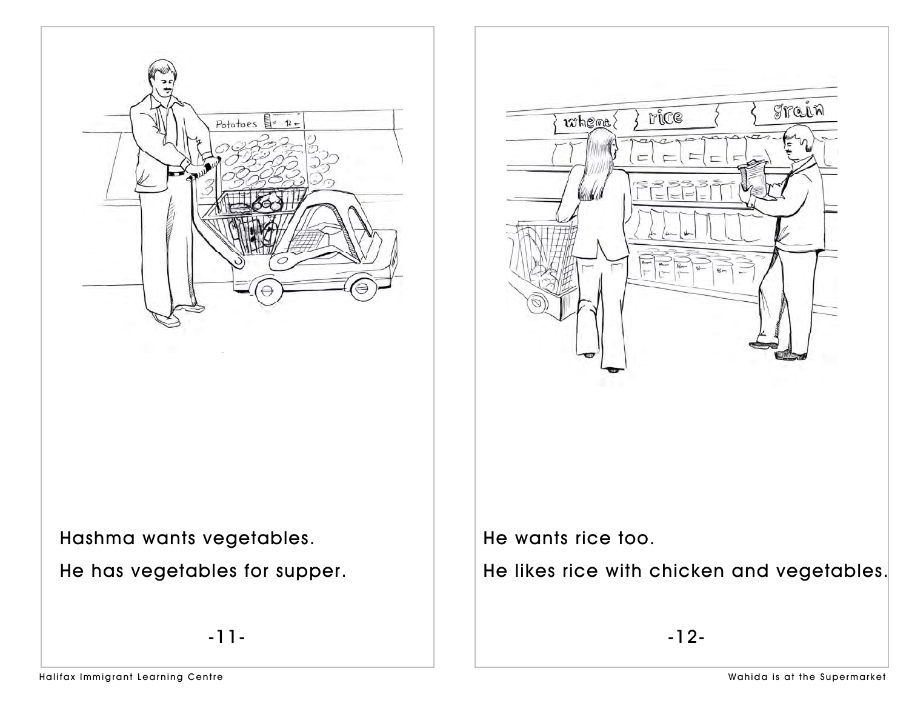Hashma wants vegetables.

He has vegetables for supper.

He wants rice too.

He likes rice with chicken and vegetables.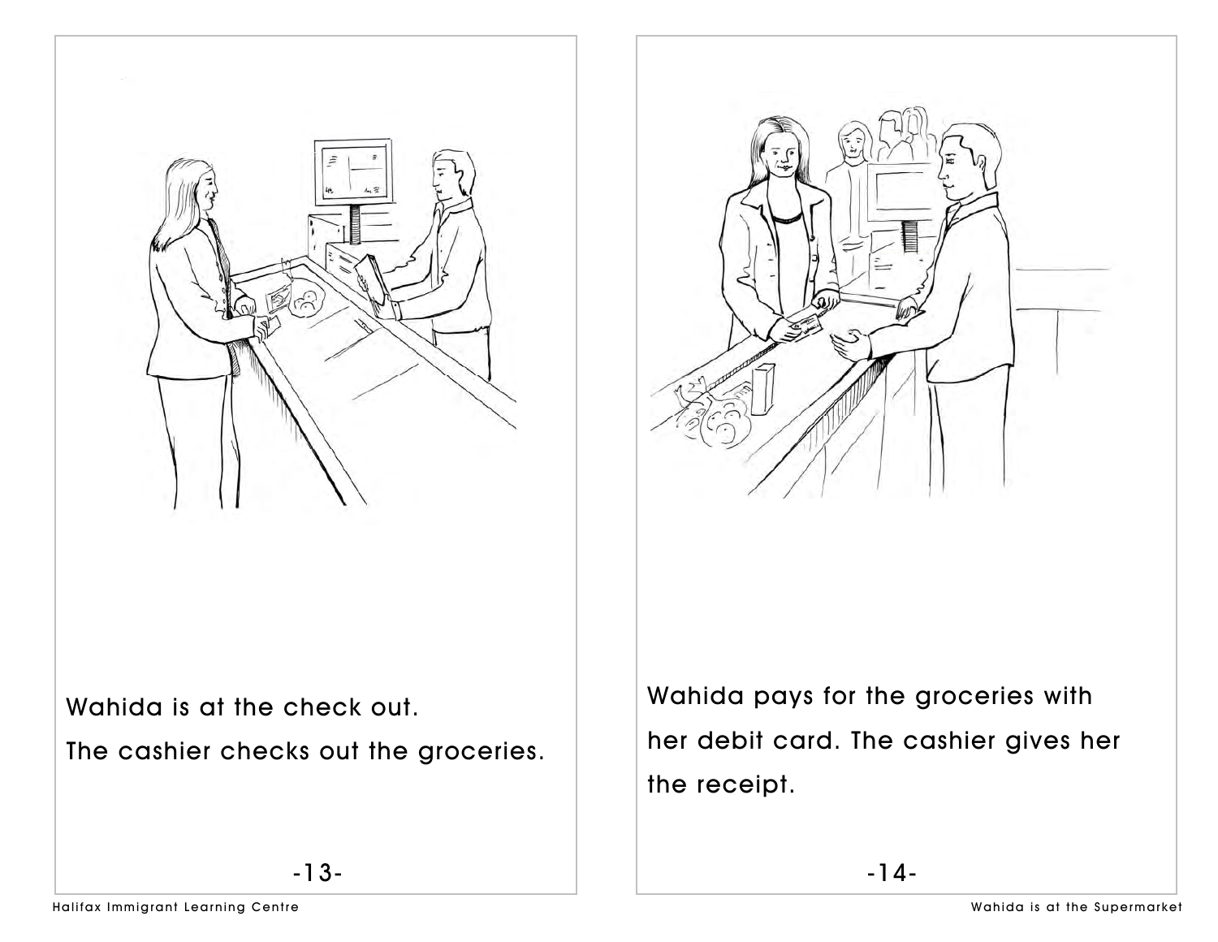Wahida is at the check out.

The cashier checks out the groceries.

Wahida pays for the groceries with her debit card. The cashier gives her the receipt.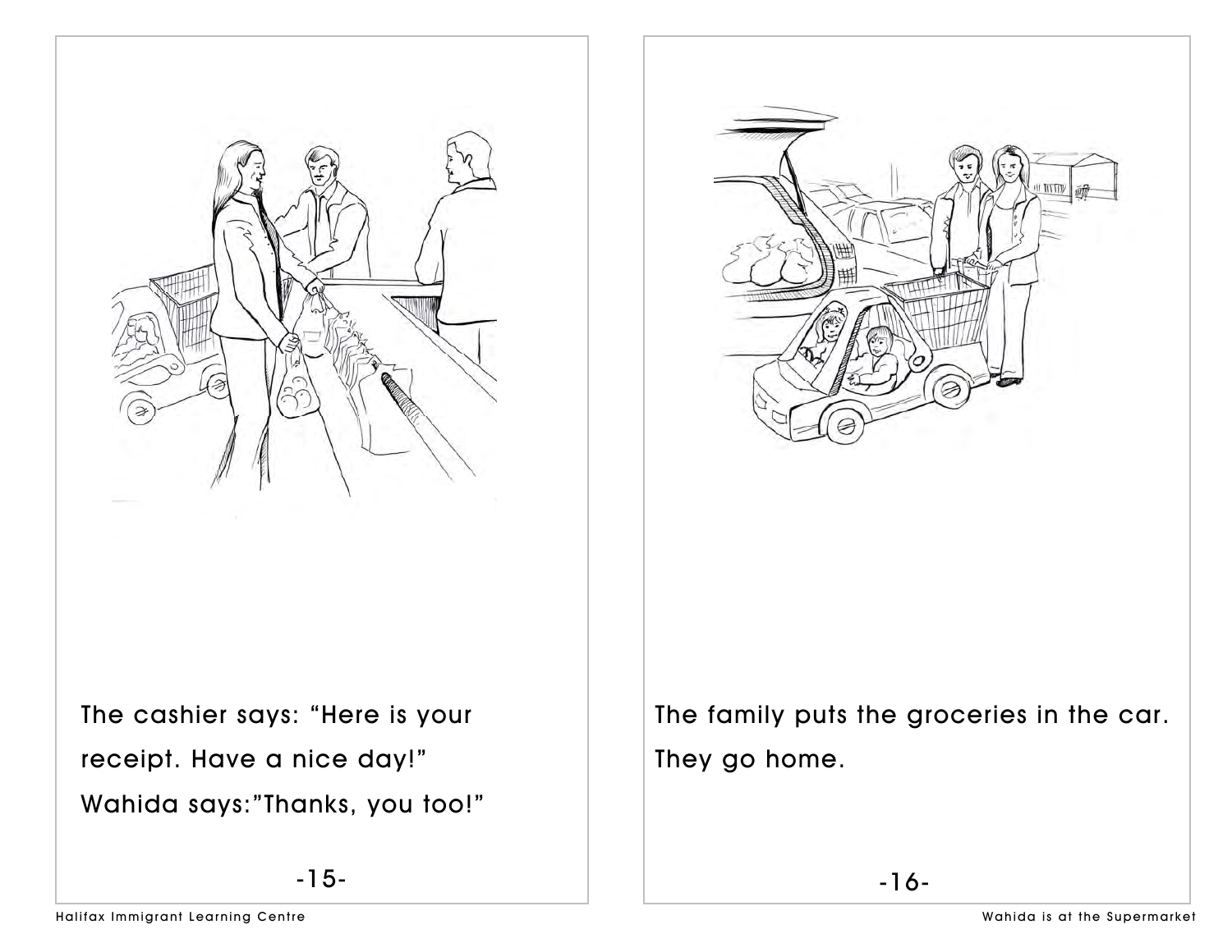The cashier says: “Here is your receipt. Have a nice day!” Wahida says:”Thanks, you too!”

The family puts the groceries in the car. They go home.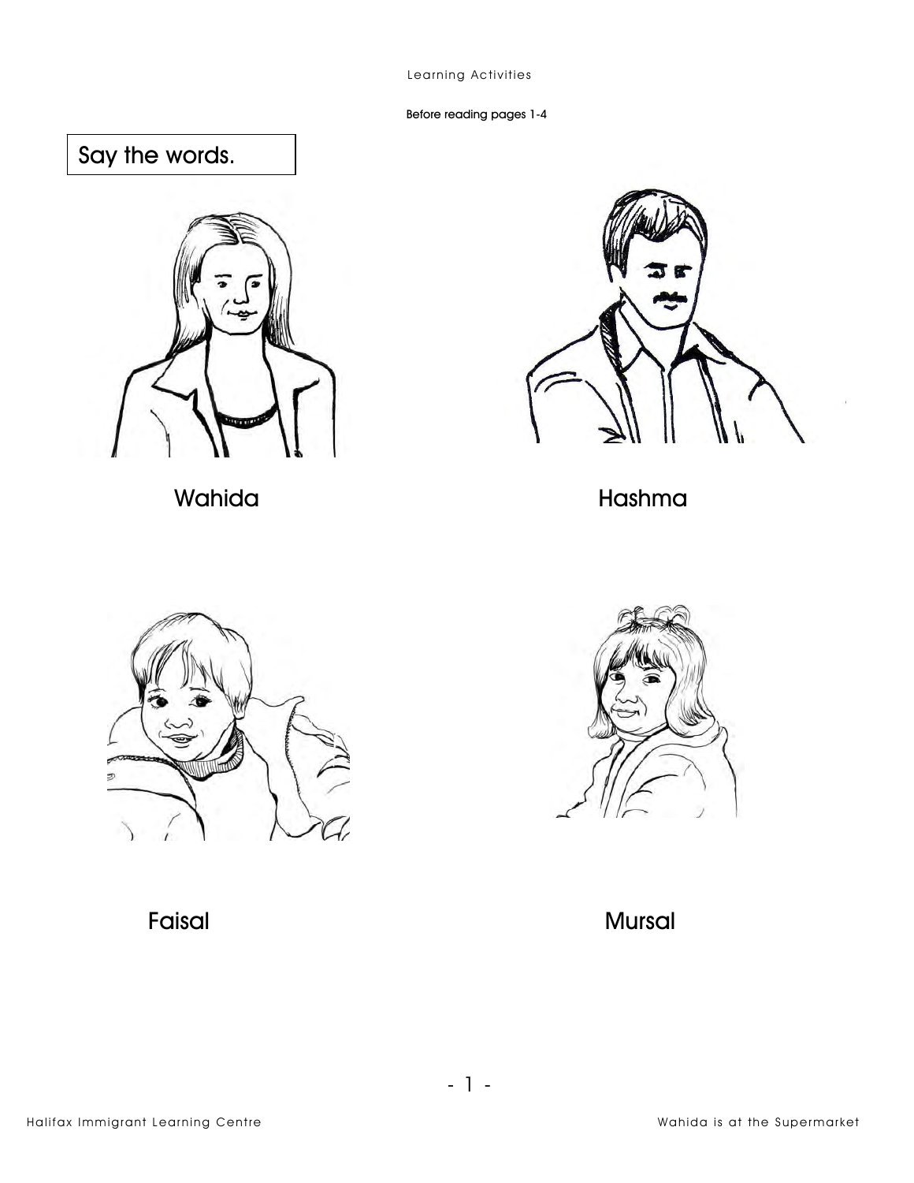Learning Activities

Before reading pages 1-4

## Say the words.

Wahida

Hashma

Faisal

Mursal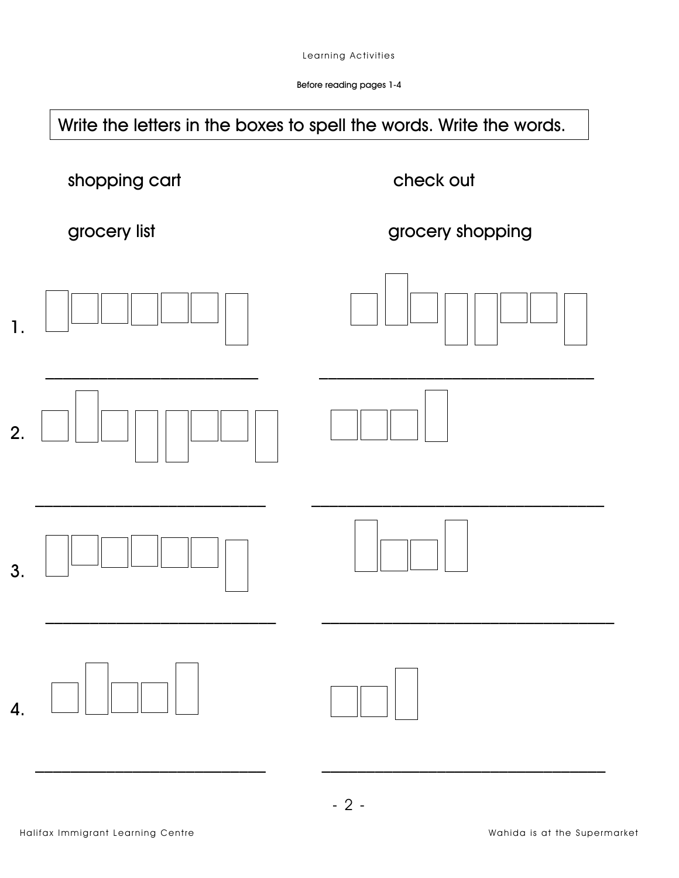Learning Activities

Before reading pages 1-4

**Write the letters in the boxes to spell the words. Write the words.**

shopping cart

check out

grocery list

grocery shopping

1. ______________________ ______________________________

2. ______________________ ______________________________

3. ______________________ ______________________________

4. ______________________ ______________________________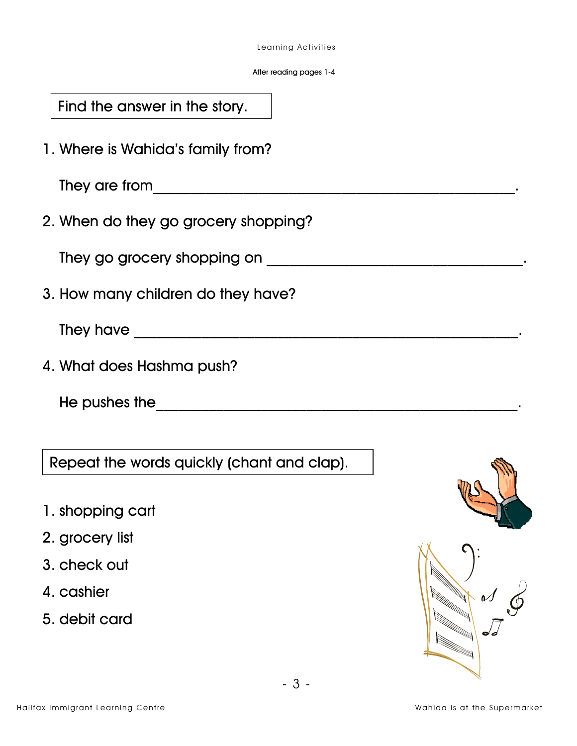Learning Activities

After reading pages 1-4

**Find the answer in the story.**

1. Where is Wahida's family from?

   They are from_______________________________________________.

2. When do they go grocery shopping?

   They go grocery shopping on _________________________________.

3. How many children do they have?

   They have ___________________________________________________.

4. What does Hashma push?

   He pushes the_________________________________________________.

**Repeat the words quickly (chant and clap).**

1. shopping cart
2. grocery list
3. check out
4. cashier
5. debit card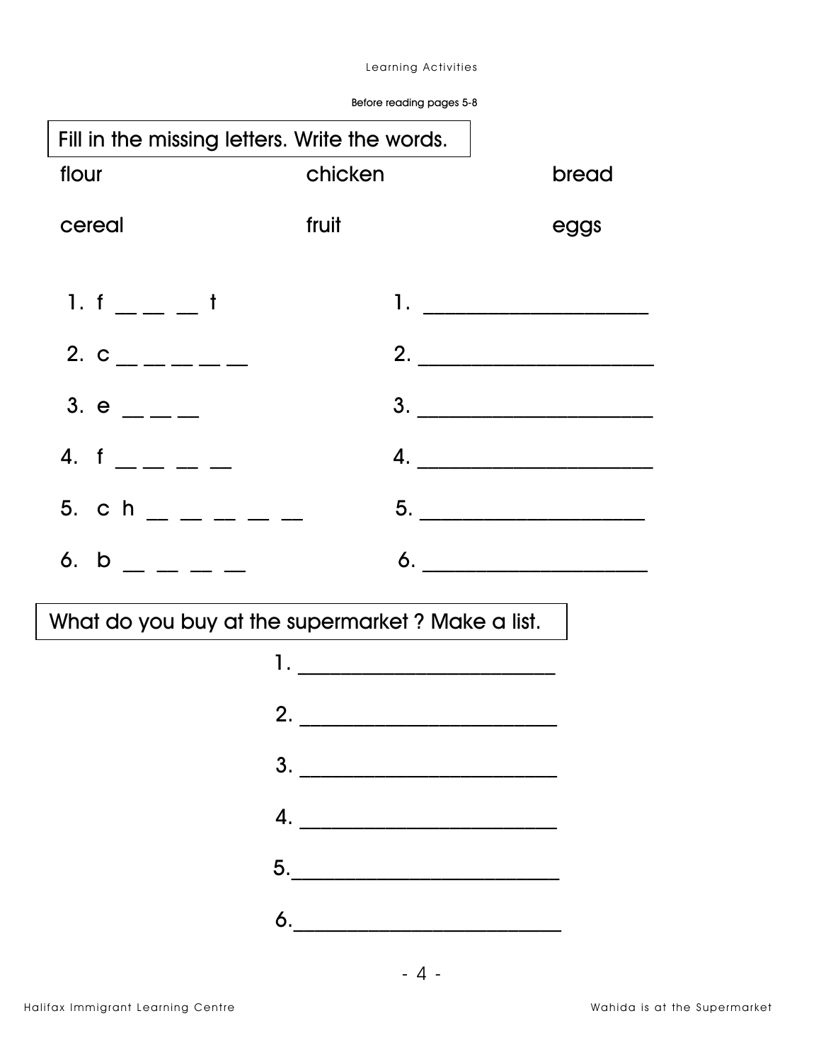Learning Activities

Before reading pages 5-8

**Fill in the missing letters. Write the words.**

| flour | chicken | bread |
| --- | --- | --- |
| cereal | fruit | eggs |

| | |
| --- | --- |
| 1. f __ __ __ t | 1. ____________________ |
| 2. c __ __ __ __ __ | 2. ____________________ |
| 3. e __ __ __ | 3. ____________________ |
| 4. f __ __ __ __ | 4. ____________________ |
| 5. c h __ __ __ __ __ | 5. ____________________ |
| 6. b __ __ __ __ | 6. ____________________ |

**What do you buy at the supermarket ? Make a list.**

1. ______________________
2. ______________________
3. ______________________
4. ______________________
5. ______________________
6. ______________________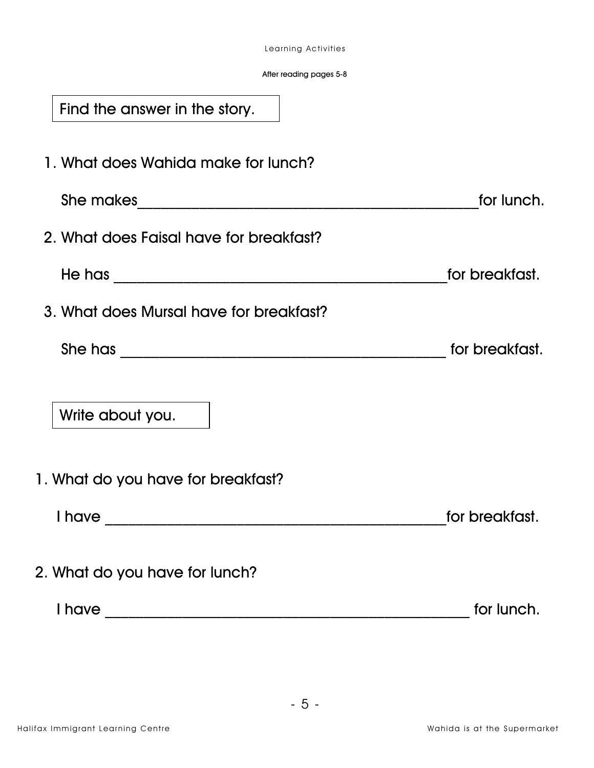Learning Activities

After reading pages 5-8

**Find the answer in the story.**

1. What does Wahida make for lunch?

   She makes_____________________________________________for lunch.

2. What does Faisal have for breakfast?

   He has ____________________________________________for breakfast.

3. What does Mursal have for breakfast?

   She has ___________________________________________ for breakfast.

**Write about you.**

1. What do you have for breakfast?

   I have _____________________________________________for breakfast.

2. What do you have for lunch?

   I have ________________________________________________ for lunch.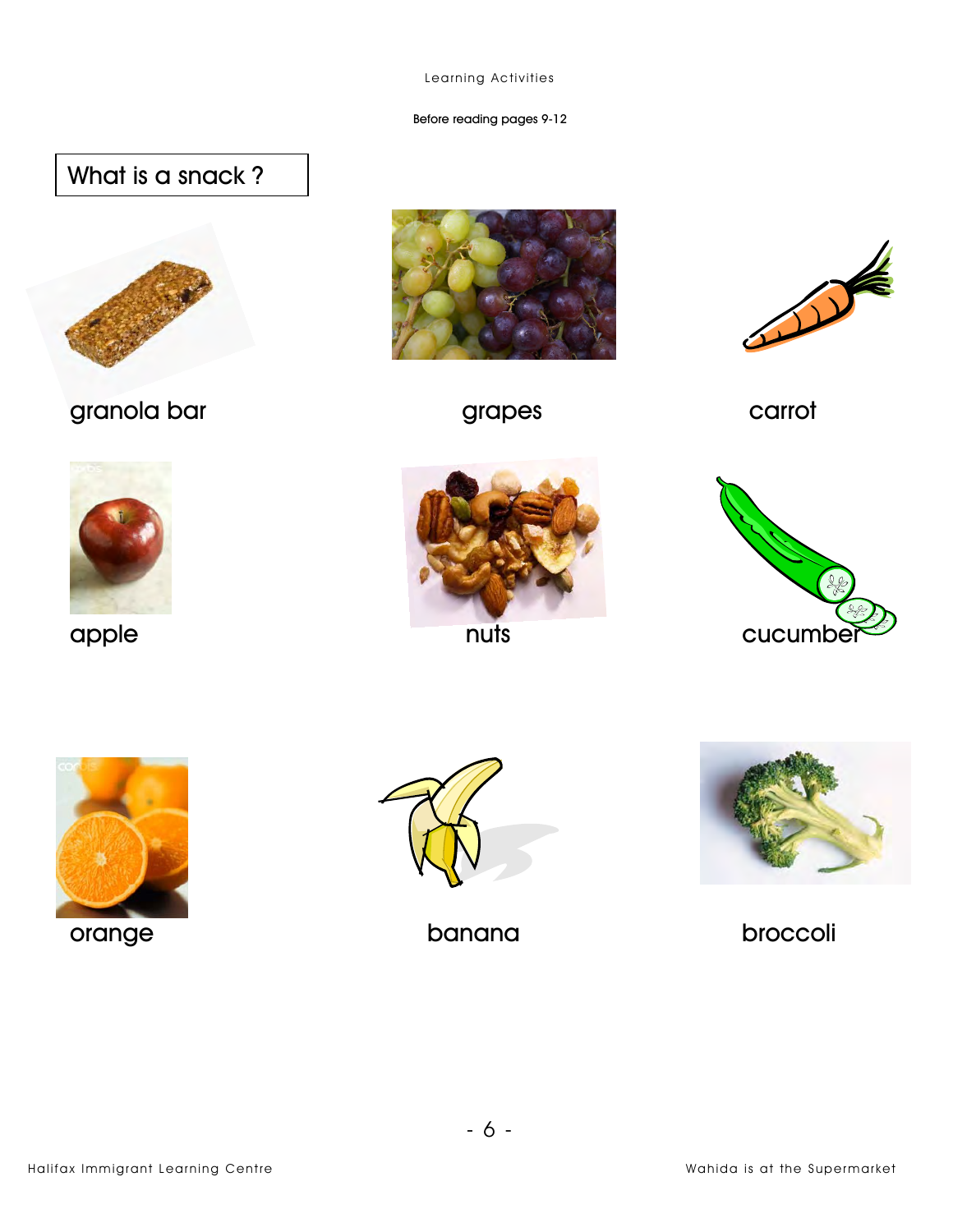Learning Activities

Before reading pages 9-12

## What is a snack ?

granola bar

grapes

carrot

apple

nuts

cucumber

orange

banana

broccoli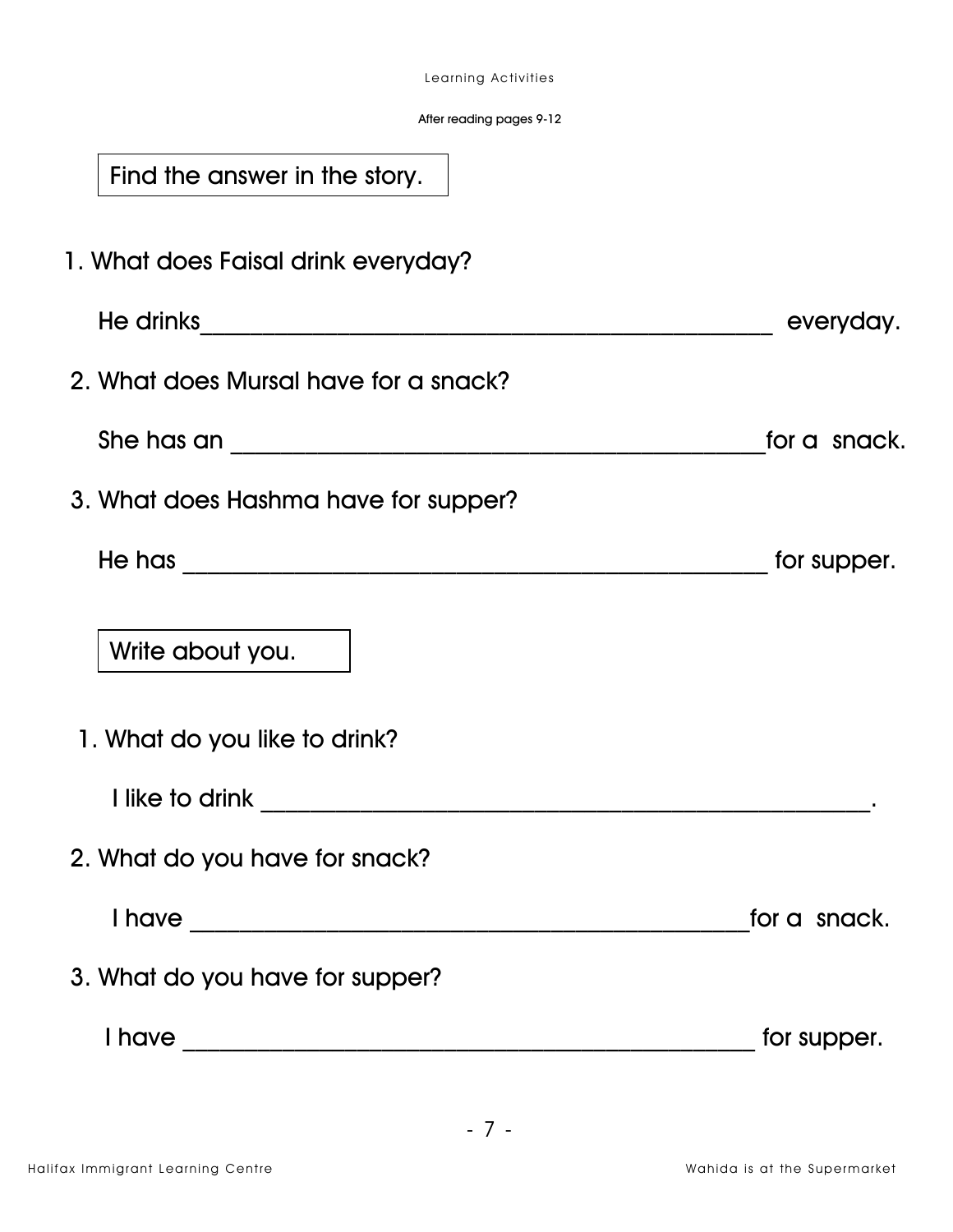Learning Activities

After reading pages 9-12

Find the answer in the story.

1. What does Faisal drink everyday?

   He drinks__________________________________________ everyday.

2. What does Mursal have for a snack?

   She has an ______________________________________for a snack.

3. What does Hashma have for supper?

   He has __________________________________________ for supper.

Write about you.

1. What do you like to drink?

   I like to drink ___________________________________________.

2. What do you have for snack?

   I have __________________________________________for a snack.

3. What do you have for supper?

   I have __________________________________________ for supper.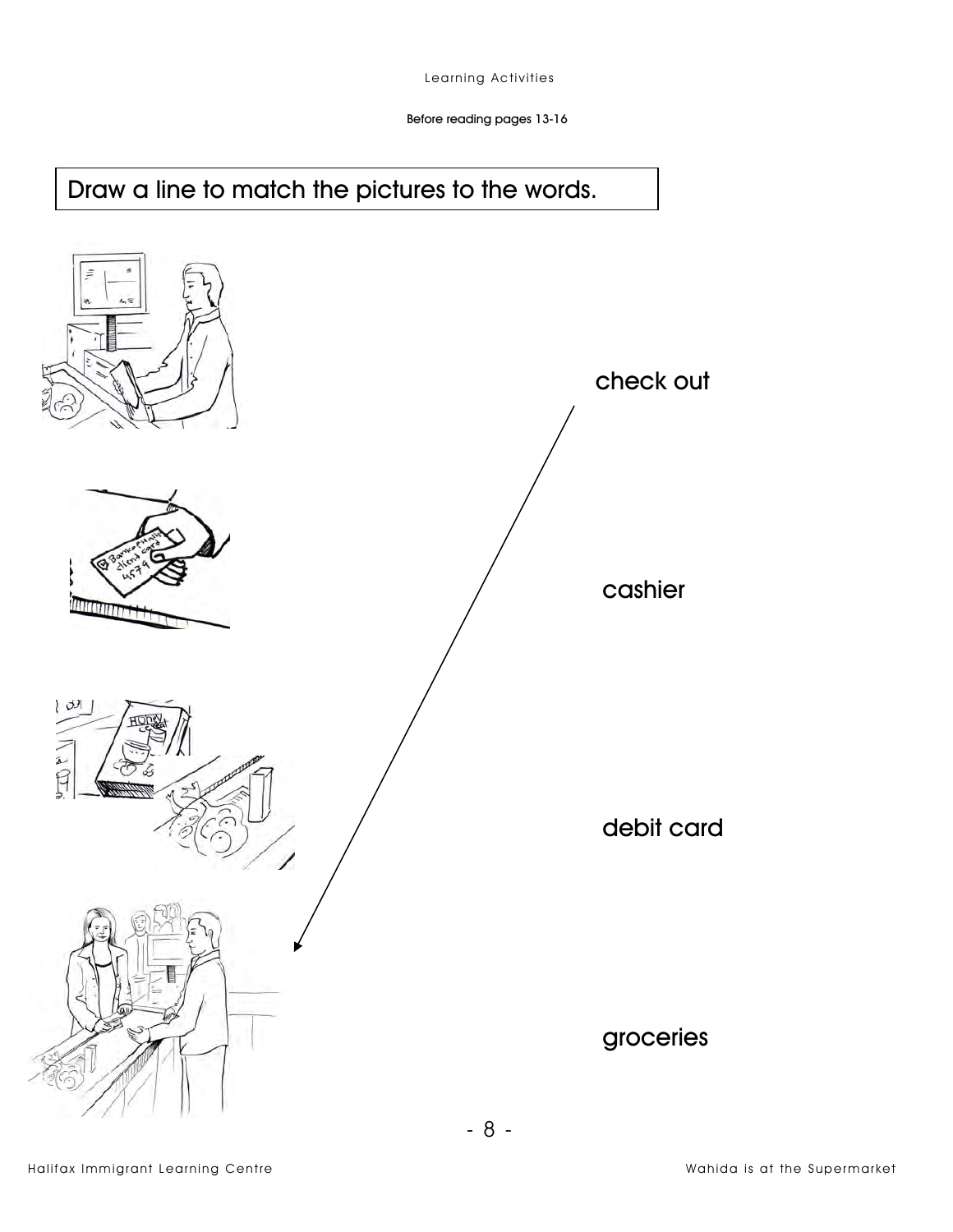Learning Activities

Before reading pages 13-16

## Draw a line to match the pictures to the words.

check out

cashier

debit card

groceries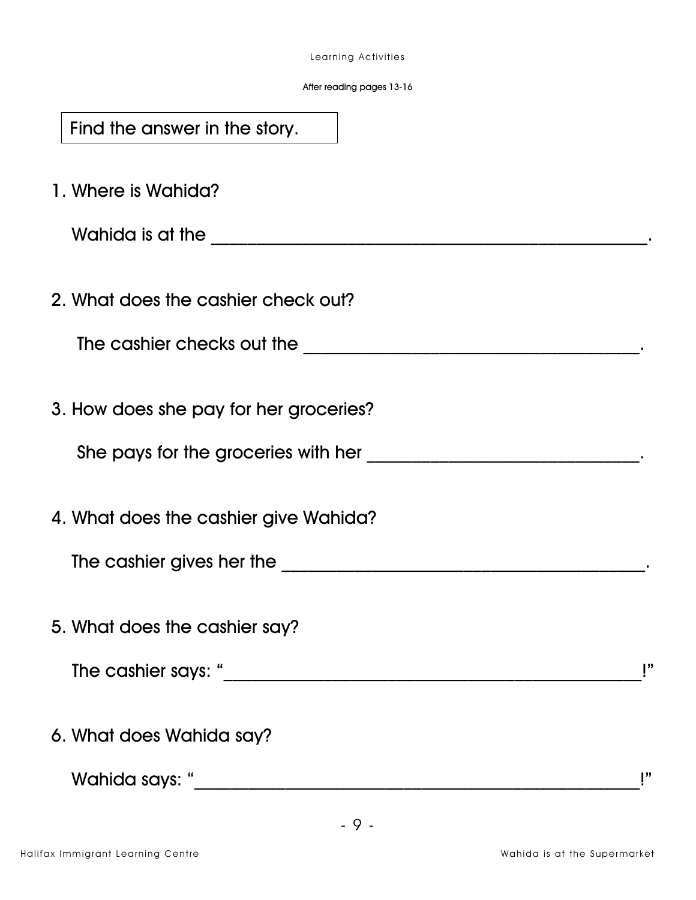Learning Activities

After reading pages 13-16

Find the answer in the story.

1. Where is Wahida?

   Wahida is at the \_\_\_\_\_\_\_\_\_\_\_\_\_\_\_\_\_\_\_\_\_\_\_\_\_\_\_\_\_\_\_\_\_\_\_\_\_\_\_\_\_\_\_\_\_\_\_\_.

2. What does the cashier check out?

   The cashier checks out the \_\_\_\_\_\_\_\_\_\_\_\_\_\_\_\_\_\_\_\_\_\_\_\_\_\_\_\_\_\_\_\_\_\_\_\_\_\_.

3. How does she pay for her groceries?

   She pays for the groceries with her \_\_\_\_\_\_\_\_\_\_\_\_\_\_\_\_\_\_\_\_\_\_\_\_\_\_\_\_\_\_.

4. What does the cashier give Wahida?

   The cashier gives her the \_\_\_\_\_\_\_\_\_\_\_\_\_\_\_\_\_\_\_\_\_\_\_\_\_\_\_\_\_\_\_\_\_\_\_\_\_\_\_\_.

5. What does the cashier say?

   The cashier says: "\_\_\_\_\_\_\_\_\_\_\_\_\_\_\_\_\_\_\_\_\_\_\_\_\_\_\_\_\_\_\_\_\_\_\_\_\_\_\_\_\_\_\_\_\_\_\_!"

6. What does Wahida say?

   Wahida says: "\_\_\_\_\_\_\_\_\_\_\_\_\_\_\_\_\_\_\_\_\_\_\_\_\_\_\_\_\_\_\_\_\_\_\_\_\_\_\_\_\_\_\_\_\_\_\_\_\_\_!"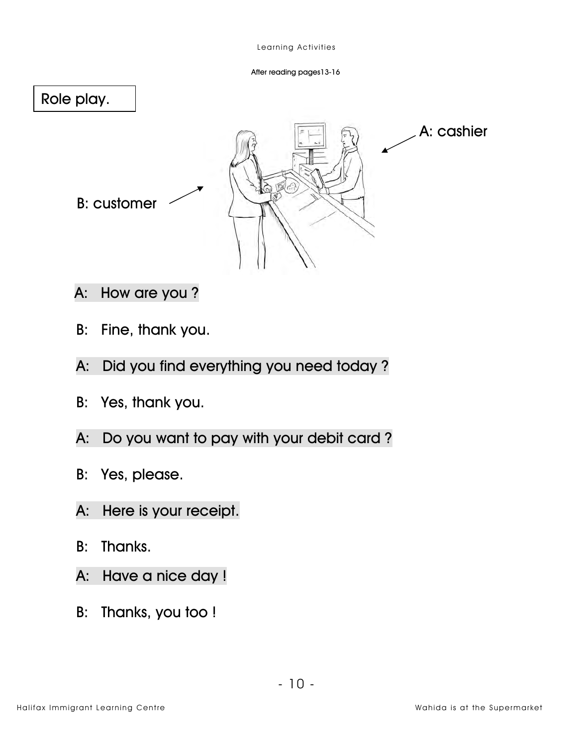Learning Activities

After reading pages13-16

## Role play.

A: cashier

B: customer

A: How are you ?

B: Fine, thank you.

A: Did you find everything you need today ?

B: Yes, thank you.

A: Do you want to pay with your debit card ?

B: Yes, please.

A: Here is your receipt.

B: Thanks.

A: Have a nice day !

B: Thanks, you too !